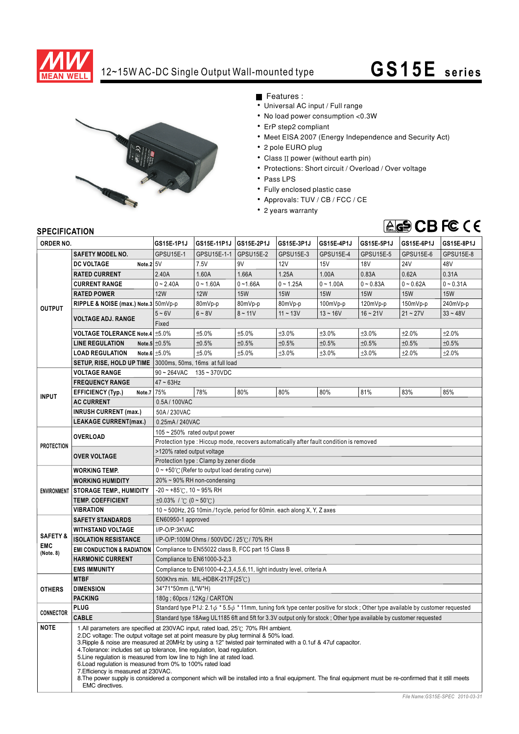# 12~15W AC-DC Single Output Wall-mounted type

# GS15E series

## Features :

- Universal AC input / Full range
- No load power consumption <0.3W
- ErP step2 compliant
- Meet EISA 2007 (Energy Independence and Security Act)
- 2 pole EURO plug
- Class II power (without earth pin)
- Protections: Short circuit / Overload / Over voltage
- Pass LPS
- Fully enclosed plastic case
- Approvals: TUV / CB / FCC / CE
- 2 years warranty

## SPECIFICATION

| ORDER NO. | | GS15E-1P1J | GS15E-11P1J | GS15E-2P1J | GS15E-3P1J | GS15E-4P1J | GS15E-5P1J | GS15E-6P1J | GS15E-8P1J |
|---|---|---|---|---|---|---|---|---|---|
| OUTPUT | SAFETY MODEL NO. | GPSU15E-1 | GPSU15E-11-1 | GPSU15E-2 | GPSU15E-3 | GPSU15E-4 | GPSU15E-5 | GPSU15E-6 | GPSU15E-8 |
| | DC VOLTAGE Note.2 | 5V | 7.5V | 9V | 12V | 15V | 18V | 24V | 48V |
| | RATED CURRENT | 2.40A | 1.60A | 1.66A | 1.25A | 1.00A | 0.83A | 0.62A | 0.31A |
| | CURRENT RANGE | 0 ~ 2.40A | 0 ~ 1.60A | 0 ~1.66A | 0 ~ 1.25A | 0 ~ 1.00A | 0 ~ 0.83A | 0 ~ 0.62A | 0 ~ 0.31A |
| | RATED POWER | 12W | 12W | 15W | 15W | 15W | 15W | 15W | 15W |
| | RIPPLE & NOISE (max.) Note.3 | 50mVp-p | 80mVp-p | 80mVp-p | 80mVp-p | 100mVp-p | 120mVp-p | 150mVp-p | 240mVp-p |
| | VOLTAGE ADJ. RANGE | 5 ~ 6V | 6 ~ 8V | 8 ~ 11V | 11 ~ 13V | 13 ~ 16V | 16 ~ 21V | 21 ~ 27V | 33 ~ 48V |
| | | Fixed | | | | | | | |
| | VOLTAGE TOLERANCE Note.4 | ±5.0% | ±5.0% | ±5.0% | ±3.0% | ±3.0% | ±3.0% | ±2.0% | ±2.0% |
| | LINE REGULATION Note.5 | ±0.5% | ±0.5% | ±0.5% | ±0.5% | ±0.5% | ±0.5% | ±0.5% | ±0.5% |
| | LOAD REGULATION Note.6 | ±5.0% | ±5.0% | ±5.0% | ±3.0% | ±3.0% | ±3.0% | ±2.0% | ±2.0% |
| | SETUP, RISE, HOLD UP TIME | 3000ms, 50ms, 16ms at full load | | | | | | | |
| INPUT | VOLTAGE RANGE | 90 ~ 264VAC 135 ~ 370VDC | | | | | | | |
| | FREQUENCY RANGE | 47 ~ 63Hz | | | | | | | |
| | EFFICIENCY (Typ.) Note.7 | 75% | 78% | 80% | 80% | 80% | 81% | 83% | 85% |
| | AC CURRENT | 0.5A / 100VAC | | | | | | | |
| | INRUSH CURRENT (max.) | 50A / 230VAC | | | | | | | |
| | LEAKAGE CURRENT(max.) | 0.25mA / 240VAC | | | | | | | |
| PROTECTION | OVERLOAD | 105 ~ 250% rated output power | | | | | | | |
| | | Protection type : Hiccup mode, recovers automatically after fault condition is removed | | | | | | | |
| | OVER VOLTAGE | >120% rated output voltage | | | | | | | |
| | | Protection type : Clamp by zener diode | | | | | | | |
| ENVIRONMENT | WORKING TEMP. | 0 ~ +50℃ (Refer to output load derating curve) | | | | | | | |
| | WORKING HUMIDITY | 20% ~ 90% RH non-condensing | | | | | | | |
| | STORAGE TEMP., HUMIDITY | -20 ~ +85℃, 10 ~ 95% RH | | | | | | | |
| | TEMP. COEFFICIENT | ±0.03% / ℃ (0 ~ 50℃) | | | | | | | |
| | VIBRATION | 10 ~ 500Hz, 2G 10min./1cycle, period for 60min. each along X, Y, Z axes | | | | | | | |
| SAFETY & EMC (Note. 8) | SAFETY STANDARDS | EN60950-1 approved | | | | | | | |
| | WITHSTAND VOLTAGE | I/P-O/P:3KVAC | | | | | | | |
| | ISOLATION RESISTANCE | I/P-O/P:100M Ohms / 500VDC / 25℃/ 70% RH | | | | | | | |
| | EMI CONDUCTION & RADIATION | Compliance to EN55022 class B, FCC part 15 Class B | | | | | | | |
| | HARMONIC CURRENT | Compliance to EN61000-3-2,3 | | | | | | | |
| | EMS IMMUNITY | Compliance to EN61000-4-2,3,4,5,6,11, light industry level, criteria A | | | | | | | |
| OTHERS | MTBF | 500Khrs min. MIL-HDBK-217F(25℃) | | | | | | | |
| | DIMENSION | 34*71*50mm (L*W*H) | | | | | | | |
| | PACKING | 180g ; 60pcs / 12Kg / CARTON | | | | | | | |
| CONNECTOR | PLUG | Standard type P1J: 2.1φ * 5.5φ * 11mm, tuning fork type center positive for stock ; Other type available by customer requested | | | | | | | |
| | CABLE | Standard type 18Awg UL1185 6ft and 5ft for 3.3V output only for stock ; Other type available by customer requested | | | | | | | |

**NOTE**

1. All parameters are specified at 230VAC input, rated load, 25℃ 70% RH ambient.
2. DC voltage: The output voltage set at point measure by plug terminal & 50% load.
3. Ripple & noise are measured at 20MHz by using a 12" twisted pair terminated with a 0.1uf & 47uf capacitor.
4. Tolerance: includes set up tolerance, line regulation, load regulation.
5. Line regulation is measured from low line to high line at rated load.
6. Load regulation is measured from 0% to 100% rated load
7. Efficiency is measured at 230VAC.
8. The power supply is considered a component which will be installed into a final equipment. The final equipment must be re-confirmed that it still meets EMC directives.

*File Name:GS15E-SPEC 2010-03-31*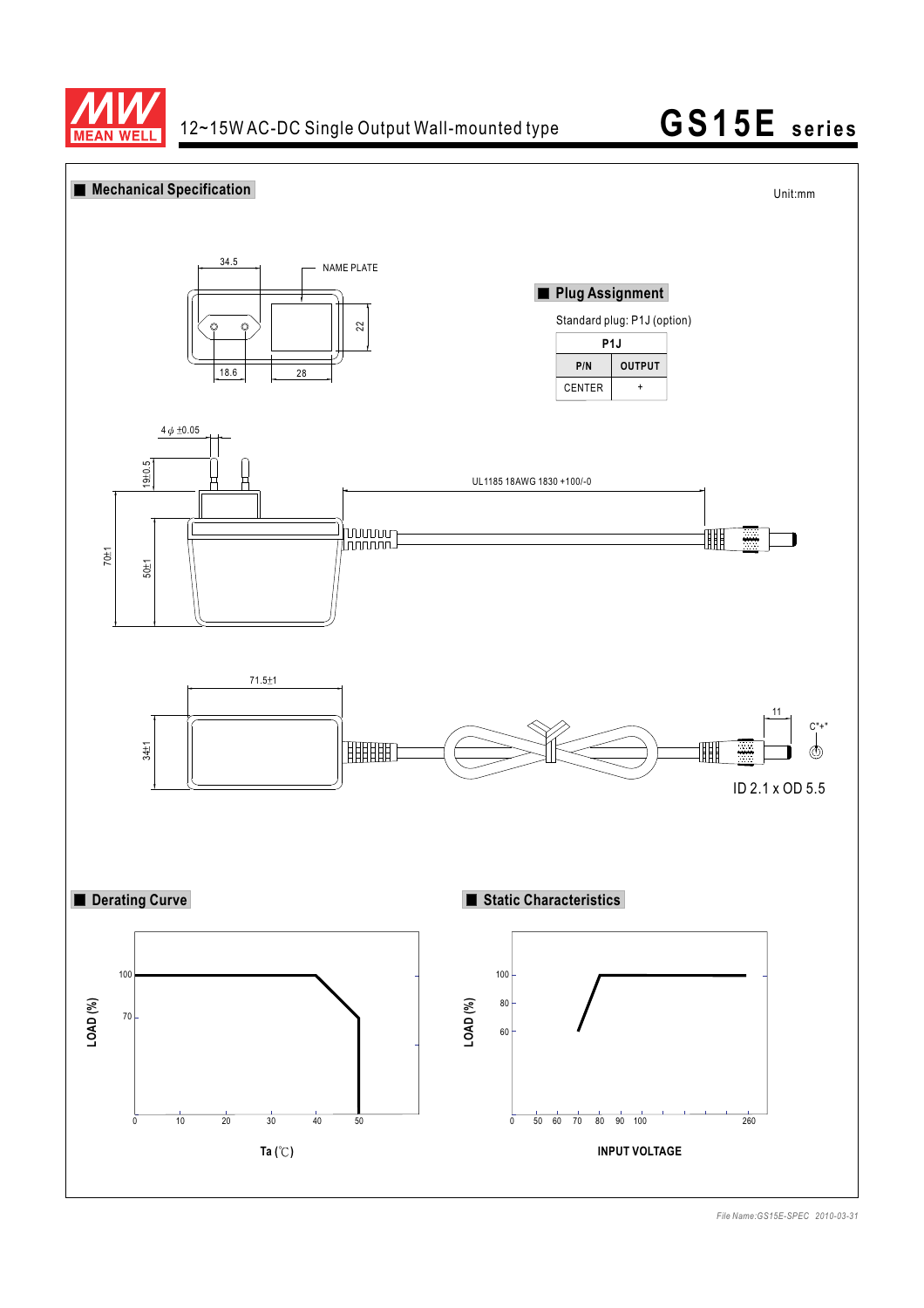12~15W AC-DC Single Output Wall-mounted type

# GS15E series

## Mechanical Specification

Unit:mm

34.5

NAME PLATE

22

18.6

28

4 φ ±0.05

19±0.5

70±1

50±1

UL1185 18AWG 1830 +100/-0

71.5±1

34±1

11

C"+"

ID 2.1 x OD 5.5

## Plug Assignment

Standard plug: P1J (option)

| P1J | |
|---|---|
| P/N | OUTPUT |
| CENTER | + |

## Derating Curve

LOAD (%)

100

70

0 10 20 30 40 50

Ta (℃)

## Static Characteristics

LOAD (%)

100

80

60

0 50 60 70 80 90 100 260

INPUT VOLTAGE

*File Name:GS15E-SPEC 2010-03-31*